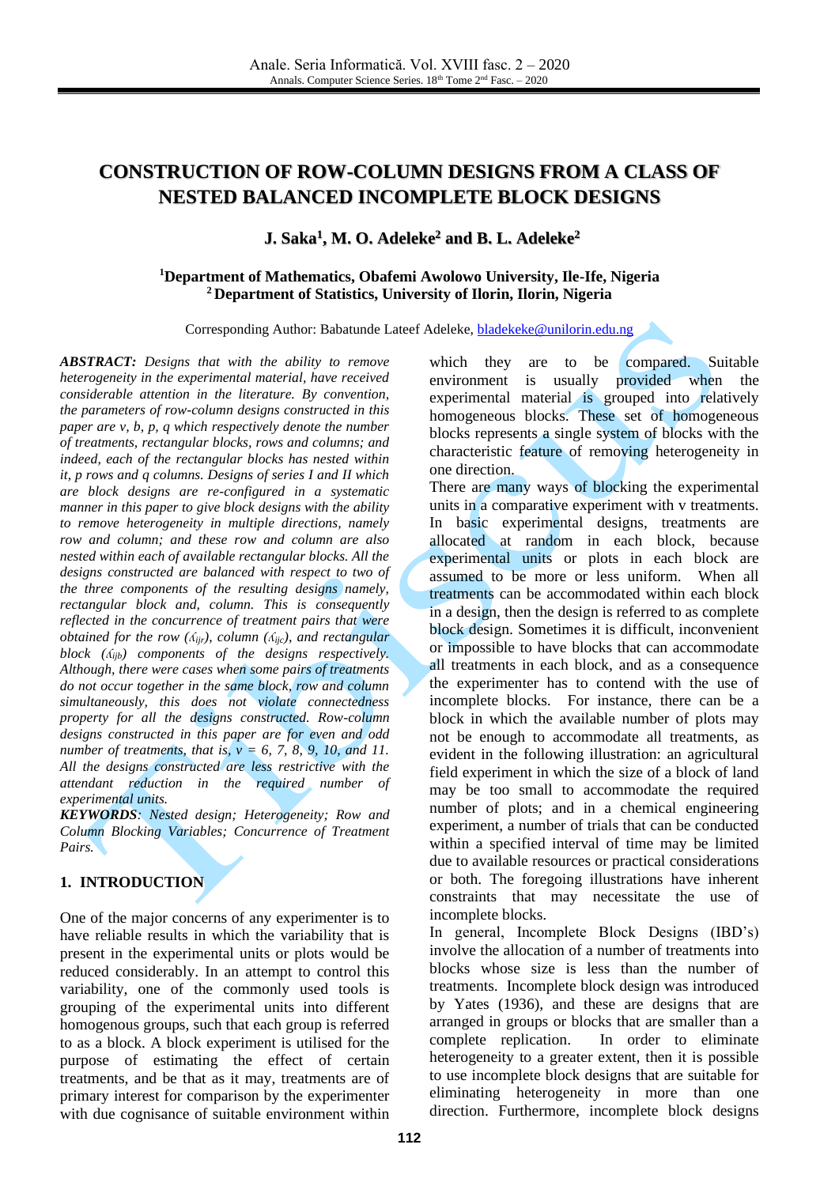# CONSTRUCTION OF ROW-COLUMN DESIGNS FROM A CLASS OF NESTED BALANCED INCOMPLETE BLOCK DESIGNS

**J. Saka[1], M. O. Adeleke[2] and B. L. Adeleke[2]**

**[1]Department of Mathematics, Obafemi Awolowo University, Ile-Ife, Nigeria**
**[2]Department of Statistics, University of Ilorin, Ilorin, Nigeria**

Corresponding Author: Babatunde Lateef Adeleke, bladekeke@unilorin.edu.ng

***ABSTRACT:*** *Designs that with the ability to remove heterogeneity in the experimental material, have received considerable attention in the literature. By convention, the parameters of row-column designs constructed in this paper are v, b, p, q which respectively denote the number of treatments, rectangular blocks, rows and columns; and indeed, each of the rectangular blocks has nested within it, p rows and q columns. Designs of series I and II which are block designs are re-configured in a systematic manner in this paper to give block designs with the ability to remove heterogeneity in multiple directions, namely row and column; and these row and column are also nested within each of available rectangular blocks. All the designs constructed are balanced with respect to two of the three components of the resulting designs namely, rectangular block and, column. This is consequently reflected in the concurrence of treatment pairs that were obtained for the row ($\lambda_{ijr}$), column ($\lambda_{ijc}$), and rectangular block ($\lambda_{ijb}$) components of the designs respectively. Although, there were cases when some pairs of treatments do not occur together in the same block, row and column simultaneously, this does not violate connectedness property for all the designs constructed. Row-column designs constructed in this paper are for even and odd number of treatments, that is, v = 6, 7, 8, 9, 10, and 11. All the designs constructed are less restrictive with the attendant reduction in the required number of experimental units.*

***KEYWORDS****: Nested design; Heterogeneity; Row and Column Blocking Variables; Concurrence of Treatment Pairs.*

## 1. INTRODUCTION

One of the major concerns of any experimenter is to have reliable results in which the variability that is present in the experimental units or plots would be reduced considerably. In an attempt to control this variability, one of the commonly used tools is grouping of the experimental units into different homogenous groups, such that each group is referred to as a block. A block experiment is utilised for the purpose of estimating the effect of certain treatments, and be that as it may, treatments are of primary interest for comparison by the experimenter with due cognisance of suitable environment within which they are to be compared. Suitable environment is usually provided when the experimental material is grouped into relatively homogeneous blocks. These set of homogeneous blocks represents a single system of blocks with the characteristic feature of removing heterogeneity in one direction.

There are many ways of blocking the experimental units in a comparative experiment with v treatments. In basic experimental designs, treatments are allocated at random in each block, because experimental units or plots in each block are assumed to be more or less uniform. When all treatments can be accommodated within each block in a design, then the design is referred to as complete block design. Sometimes it is difficult, inconvenient or impossible to have blocks that can accommodate all treatments in each block, and as a consequence the experimenter has to contend with the use of incomplete blocks. For instance, there can be a block in which the available number of plots may not be enough to accommodate all treatments, as evident in the following illustration: an agricultural field experiment in which the size of a block of land may be too small to accommodate the required number of plots; and in a chemical engineering experiment, a number of trials that can be conducted within a specified interval of time may be limited due to available resources or practical considerations or both. The foregoing illustrations have inherent constraints that may necessitate the use of incomplete blocks.

In general, Incomplete Block Designs (IBD's) involve the allocation of a number of treatments into blocks whose size is less than the number of treatments. Incomplete block design was introduced by Yates (1936), and these are designs that are arranged in groups or blocks that are smaller than a complete replication. In order to eliminate heterogeneity to a greater extent, then it is possible to use incomplete block designs that are suitable for eliminating heterogeneity in more than one direction. Furthermore, incomplete block designs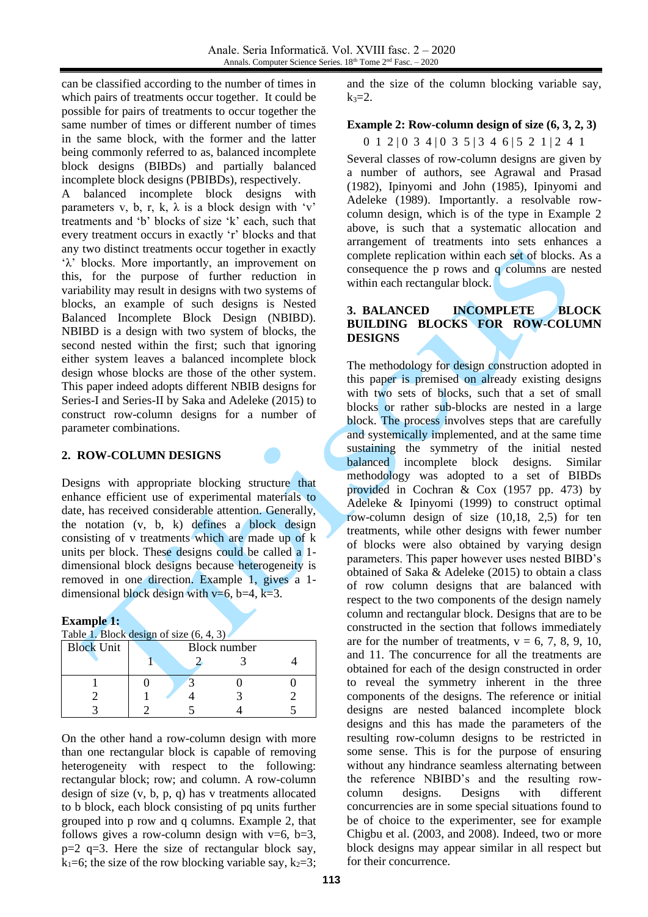can be classified according to the number of times in which pairs of treatments occur together. It could be possible for pairs of treatments to occur together the same number of times or different number of times in the same block, with the former and the latter being commonly referred to as, balanced incomplete block designs (BIBDs) and partially balanced incomplete block designs (PBIBDs), respectively.

A balanced incomplete block designs with parameters v, b, r, k, λ is a block design with 'v' treatments and 'b' blocks of size 'k' each, such that every treatment occurs in exactly 'r' blocks and that any two distinct treatments occur together in exactly 'λ' blocks. More importantly, an improvement on this, for the purpose of further reduction in variability may result in designs with two systems of blocks, an example of such designs is Nested Balanced Incomplete Block Design (NBIBD). NBIBD is a design with two system of blocks, the second nested within the first; such that ignoring either system leaves a balanced incomplete block design whose blocks are those of the other system. This paper indeed adopts different NBIB designs for Series-I and Series-II by Saka and Adeleke (2015) to construct row-column designs for a number of parameter combinations.

## 2. ROW-COLUMN DESIGNS

Designs with appropriate blocking structure that enhance efficient use of experimental materials to date, has received considerable attention. Generally, the notation (v, b, k) defines a block design consisting of v treatments which are made up of k units per block. These designs could be called a 1-dimensional block designs because heterogeneity is removed in one direction. Example 1, gives a 1-dimensional block design with v=6, b=4, k=3.

**Example 1:**

Table 1. Block design of size (6, 4, 3)

| Block Unit | Block number | | | |
|---|---|---|---|---|
| | 1 | 2 | 3 | 4 |
| 1 | 0 | 3 | 0 | 0 |
| 2 | 1 | 4 | 3 | 2 |
| 3 | 2 | 5 | 4 | 5 |

On the other hand a row-column design with more than one rectangular block is capable of removing heterogeneity with respect to the following: rectangular block; row; and column. A row-column design of size (v, b, p, q) has v treatments allocated to b block, each block consisting of pq units further grouped into p row and q columns. Example 2, that follows gives a row-column design with v=6, b=3, p=2 q=3. Here the size of rectangular block say, $k_1$=6; the size of the row blocking variable say, $k_2$=3; and the size of the column blocking variable say, $k_3$=2.

**Example 2: Row-column design of size (6, 3, 2, 3)**

0 1 2 | 0 3 4 | 0 3 5 | 3 4 6 | 5 2 1 | 2 4 1

Several classes of row-column designs are given by a number of authors, see Agrawal and Prasad (1982), Ipinyomi and John (1985), Ipinyomi and Adeleke (1989). Importantly. a resolvable row-column design, which is of the type in Example 2 above, is such that a systematic allocation and arrangement of treatments into sets enhances a complete replication within each set of blocks. As a consequence the p rows and q columns are nested within each rectangular block.

## 3. BALANCED INCOMPLETE BLOCK BUILDING BLOCKS FOR ROW-COLUMN DESIGNS

The methodology for design construction adopted in this paper is premised on already existing designs with two sets of blocks, such that a set of small blocks or rather sub-blocks are nested in a large block. The process involves steps that are carefully and systemically implemented, and at the same time sustaining the symmetry of the initial nested balanced incomplete block designs. Similar methodology was adopted to a set of BIBDs provided in Cochran & Cox (1957 pp. 473) by Adeleke & Ipinyomi (1999) to construct optimal row-column design of size (10,18, 2,5) for ten treatments, while other designs with fewer number of blocks were also obtained by varying design parameters. This paper however uses nested BIBD's obtained of Saka & Adeleke (2015) to obtain a class of row column designs that are balanced with respect to the two components of the design namely column and rectangular block. Designs that are to be constructed in the section that follows immediately are for the number of treatments, v = 6, 7, 8, 9, 10, and 11. The concurrence for all the treatments are obtained for each of the design constructed in order to reveal the symmetry inherent in the three components of the designs. The reference or initial designs are nested balanced incomplete block designs and this has made the parameters of the resulting row-column designs to be restricted in some sense. This is for the purpose of ensuring without any hindrance seamless alternating between the reference NBIBD's and the resulting row-column designs. Designs with different concurrencies are in some special situations found to be of choice to the experimenter, see for example Chigbu et al. (2003, and 2008). Indeed, two or more block designs may appear similar in all respect but for their concurrence.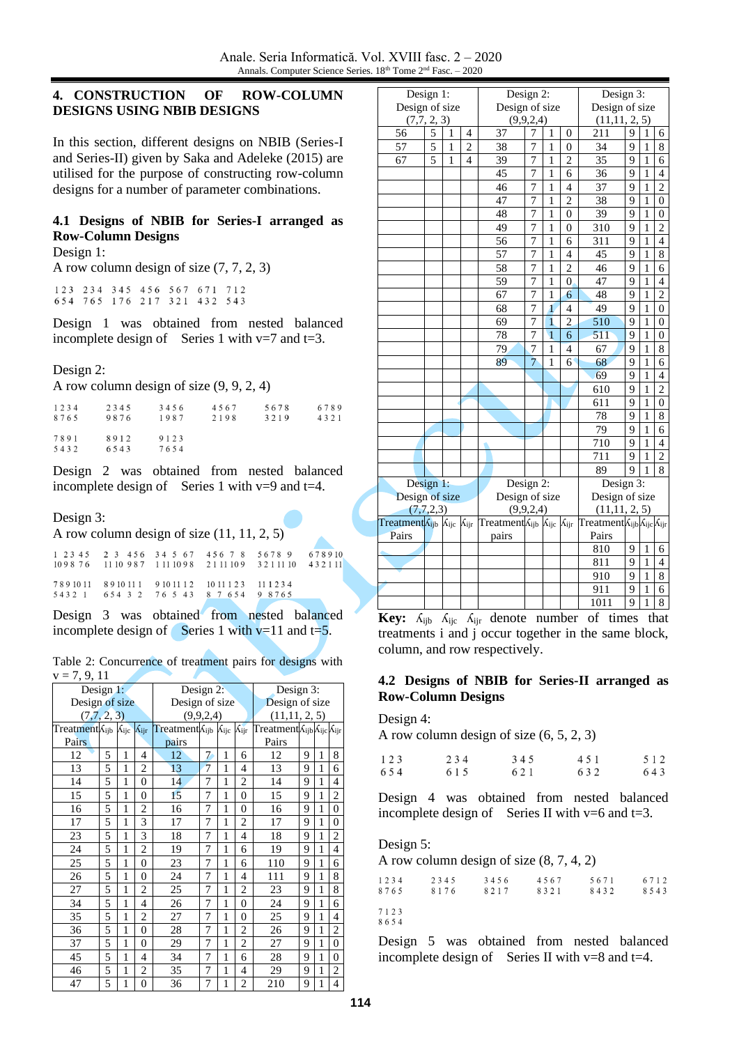## 4. CONSTRUCTION OF ROW-COLUMN DESIGNS USING NBIB DESIGNS

In this section, different designs on NBIB (Series-I and Series-II) given by Saka and Adeleke (2015) are utilised for the purpose of constructing row-column designs for a number of parameter combinations.

### 4.1 Designs of NBIB for Series-I arranged as Row-Column Designs

Design 1:

A row column design of size (7, 7, 2, 3)

```
123  234  345  456  567  671  712
654  765  176  217  321  432  543
```

Design 1 was obtained from nested balanced incomplete design of Series 1 with v=7 and t=3.

Design 2:

A row column design of size (9, 9, 2, 4)

```
1234   2345   3456   4567   5678   6789
8765   9876   1987   2198   3219   4321

7891   8912   9123
5432   6543   7654
```

Design 2 was obtained from nested balanced incomplete design of Series 1 with v=9 and t=4.

Design 3:

A row column design of size (11, 11, 2, 5)

```
1 2 3 4 5     2 3 4 5 6     3 4 5 6 7     4 5 6 7 8     5 6 7 8 9     6 7 8 9 10
10 9 8 7 6    11 10 9 8 7   1 11 10 9 8   2 11 11 10 9  3 2 11 11 10  4 3 2 11 1

7 8 9 10 11   8 9 10 11 1   9 10 11 1 2   10 11 1 2 3   11 1 2 3 4
5 4 3 2 1     6 5 4 3 2     7 6 5 4 3     8 7 6 5 4     9 8 7 6 5
```

Design 3 was obtained from nested balanced incomplete design of Series 1 with v=11 and t=5.

Table 2: Concurrence of treatment pairs for designs with v = 7, 9, 11

| Design 1: Design of size (7,7, 2, 3) | | | | Design 2: Design of size (9,9,2,4) | | | | Design 3: Design of size (11,11, 2, 5) | | | |
|---|---|---|---|---|---|---|---|---|---|---|---|
| Treatment Pairs | $\lambda_{ijb}$ | $\lambda_{ijc}$ | $\lambda_{ijr}$ | Treatment pairs | $\lambda_{ijb}$ | $\lambda_{ijc}$ | $\lambda_{ijr}$ | Treatment Pairs | $\lambda_{ijb}$ | $\lambda_{ijc}$ | $\lambda_{ijr}$ |
| 12 | 5 | 1 | 4 | 12 | 7 | 1 | 6 | 12 | 9 | 1 | 8 |
| 13 | 5 | 1 | 2 | 13 | 7 | 1 | 4 | 13 | 9 | 1 | 6 |
| 14 | 5 | 1 | 0 | 14 | 7 | 1 | 2 | 14 | 9 | 1 | 4 |
| 15 | 5 | 1 | 0 | 15 | 7 | 1 | 0 | 15 | 9 | 1 | 2 |
| 16 | 5 | 1 | 2 | 16 | 7 | 1 | 0 | 16 | 9 | 1 | 0 |
| 17 | 5 | 1 | 3 | 17 | 7 | 1 | 2 | 17 | 9 | 1 | 0 |
| 23 | 5 | 1 | 3 | 18 | 7 | 1 | 4 | 18 | 9 | 1 | 2 |
| 24 | 5 | 1 | 2 | 19 | 7 | 1 | 6 | 19 | 9 | 1 | 4 |
| 25 | 5 | 1 | 0 | 23 | 7 | 1 | 6 | 110 | 9 | 1 | 6 |
| 26 | 5 | 1 | 0 | 24 | 7 | 1 | 4 | 111 | 9 | 1 | 8 |
| 27 | 5 | 1 | 2 | 25 | 7 | 1 | 2 | 23 | 9 | 1 | 8 |
| 34 | 5 | 1 | 4 | 26 | 7 | 1 | 0 | 24 | 9 | 1 | 6 |
| 35 | 5 | 1 | 2 | 27 | 7 | 1 | 0 | 25 | 9 | 1 | 4 |
| 36 | 5 | 1 | 0 | 28 | 7 | 1 | 2 | 26 | 9 | 1 | 2 |
| 37 | 5 | 1 | 0 | 29 | 7 | 1 | 2 | 27 | 9 | 1 | 0 |
| 45 | 5 | 1 | 4 | 34 | 7 | 1 | 6 | 28 | 9 | 1 | 0 |
| 46 | 5 | 1 | 2 | 35 | 7 | 1 | 4 | 29 | 9 | 1 | 2 |
| 47 | 5 | 1 | 0 | 36 | 7 | 1 | 2 | 210 | 9 | 1 | 4 |
| 56 | 5 | 1 | 4 | 37 | 7 | 1 | 0 | 211 | 9 | 1 | 6 |
| 57 | 5 | 1 | 2 | 38 | 7 | 1 | 0 | 34 | 9 | 1 | 8 |
| 67 | 5 | 1 | 4 | 39 | 7 | 1 | 2 | 35 | 9 | 1 | 6 |
| | | | | 45 | 7 | 1 | 6 | 36 | 9 | 1 | 4 |
| | | | | 46 | 7 | 1 | 4 | 37 | 9 | 1 | 2 |
| | | | | 47 | 7 | 1 | 2 | 38 | 9 | 1 | 0 |
| | | | | 48 | 7 | 1 | 0 | 39 | 9 | 1 | 0 |
| | | | | 49 | 7 | 1 | 0 | 310 | 9 | 1 | 2 |
| | | | | 56 | 7 | 1 | 6 | 311 | 9 | 1 | 4 |
| | | | | 57 | 7 | 1 | 4 | 45 | 9 | 1 | 8 |
| | | | | 58 | 7 | 1 | 2 | 46 | 9 | 1 | 6 |
| | | | | 59 | 7 | 1 | 0 | 47 | 9 | 1 | 4 |
| | | | | 67 | 7 | 1 | 6 | 48 | 9 | 1 | 2 |
| | | | | 68 | 7 | 1 | 4 | 49 | 9 | 1 | 0 |
| | | | | 69 | 7 | 1 | 2 | 510 | 9 | 1 | 0 |
| | | | | 78 | 7 | 1 | 6 | 511 | 9 | 1 | 0 |
| | | | | 79 | 7 | 1 | 4 | 67 | 9 | 1 | 8 |
| | | | | 89 | 7 | 1 | 6 | 68 | 9 | 1 | 6 |
| | | | | | | | | 69 | 9 | 1 | 4 |
| | | | | | | | | 610 | 9 | 1 | 2 |
| | | | | | | | | 611 | 9 | 1 | 0 |
| | | | | | | | | 78 | 9 | 1 | 8 |
| | | | | | | | | 79 | 9 | 1 | 6 |
| | | | | | | | | 710 | 9 | 1 | 4 |
| | | | | | | | | 711 | 9 | 1 | 2 |
| | | | | | | | | 89 | 9 | 1 | 8 |
| | | | | | | | | 810 | 9 | 1 | 6 |
| | | | | | | | | 811 | 9 | 1 | 4 |
| | | | | | | | | 910 | 9 | 1 | 8 |
| | | | | | | | | 911 | 9 | 1 | 6 |
| | | | | | | | | 1011 | 9 | 1 | 8 |

**Key:** $\lambda_{ijb}$ $\lambda_{ijc}$ $\lambda_{ijr}$ denote number of times that treatments i and j occur together in the same block, column, and row respectively.

### 4.2 Designs of NBIB for Series-II arranged as Row-Column Designs

Design 4:

A row column design of size (6, 5, 2, 3)

```
123    234    345    451    512
654    615    621    632    643
```

Design 4 was obtained from nested balanced incomplete design of Series II with v=6 and t=3.

Design 5:

A row column design of size (8, 7, 4, 2)

```
1234   2345   3456   4567   5671   6712
8765   8176   8217   8321   8432   8543

7123
8654
```

Design 5 was obtained from nested balanced incomplete design of Series II with v=8 and t=4.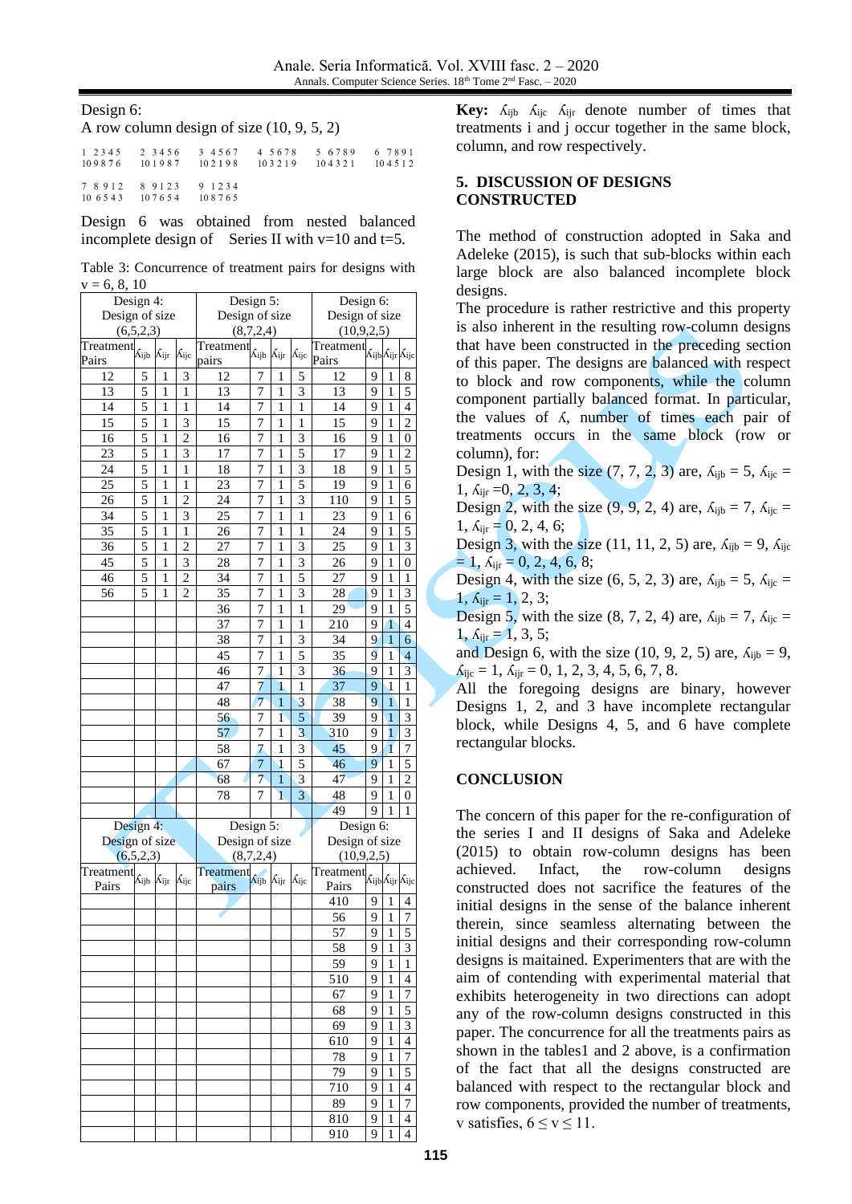Design 6:

A row column design of size (10, 9, 5, 2)

```
1 2345   2 3456   3 4567   4 5678   5 6789   6 7891
109876   101987   102198   103219   104321   104512

7 8912   8 9123   9 1234
10 6543  107654   108765
```

Design 6 was obtained from nested balanced incomplete design of Series II with v=10 and t=5.

Table 3: Concurrence of treatment pairs for designs with v = 6, 8, 10

| Design 4: Design of size (6,5,2,3) | | | | Design 5: Design of size (8,7,2,4) | | | | Design 6: Design of size (10,9,2,5) | | | |
|---|---|---|---|---|---|---|---|---|---|---|---|
| Treatment Pairs | $\lambda_{ijb}$ | $\lambda_{ijr}$ | $\lambda_{ijc}$ | Treatment pairs | $\lambda_{ijb}$ | $\lambda_{ijr}$ | $\lambda_{ijc}$ | Treatment Pairs | $\lambda_{ijb}$ | $\lambda_{ijr}$ | $\lambda_{ijc}$ |
| 12 | 5 | 1 | 3 | 12 | 7 | 1 | 5 | 12 | 9 | 1 | 8 |
| 13 | 5 | 1 | 1 | 13 | 7 | 1 | 3 | 13 | 9 | 1 | 5 |
| 14 | 5 | 1 | 1 | 14 | 7 | 1 | 1 | 14 | 9 | 1 | 4 |
| 15 | 5 | 1 | 3 | 15 | 7 | 1 | 1 | 15 | 9 | 1 | 2 |
| 16 | 5 | 1 | 2 | 16 | 7 | 1 | 3 | 16 | 9 | 1 | 0 |
| 23 | 5 | 1 | 3 | 17 | 7 | 1 | 5 | 17 | 9 | 1 | 2 |
| 24 | 5 | 1 | 1 | 18 | 7 | 1 | 3 | 18 | 9 | 1 | 5 |
| 25 | 5 | 1 | 1 | 23 | 7 | 1 | 5 | 19 | 9 | 1 | 6 |
| 26 | 5 | 1 | 2 | 24 | 7 | 1 | 3 | 110 | 9 | 1 | 5 |
| 34 | 5 | 1 | 3 | 25 | 7 | 1 | 1 | 23 | 9 | 1 | 6 |
| 35 | 5 | 1 | 1 | 26 | 7 | 1 | 1 | 24 | 9 | 1 | 5 |
| 36 | 5 | 1 | 2 | 27 | 7 | 1 | 3 | 25 | 9 | 1 | 3 |
| 45 | 5 | 1 | 3 | 28 | 7 | 1 | 3 | 26 | 9 | 1 | 0 |
| 46 | 5 | 1 | 2 | 34 | 7 | 1 | 5 | 27 | 9 | 1 | 1 |
| 56 | 5 | 1 | 2 | 35 | 7 | 1 | 3 | 28 | 9 | 1 | 3 |
| | | | | 36 | 7 | 1 | 1 | 29 | 9 | 1 | 5 |
| | | | | 37 | 7 | 1 | 1 | 210 | 9 | 1 | 4 |
| | | | | 38 | 7 | 1 | 3 | 34 | 9 | 1 | 6 |
| | | | | 45 | 7 | 1 | 5 | 35 | 9 | 1 | 4 |
| | | | | 46 | 7 | 1 | 3 | 36 | 9 | 1 | 3 |
| | | | | 47 | 7 | 1 | 1 | 37 | 9 | 1 | 1 |
| | | | | 48 | 7 | 1 | 3 | 38 | 9 | 1 | 1 |
| | | | | 56 | 7 | 1 | 5 | 39 | 9 | 1 | 3 |
| | | | | 57 | 7 | 1 | 3 | 310 | 9 | 1 | 3 |
| | | | | 58 | 7 | 1 | 3 | 45 | 9 | 1 | 7 |
| | | | | 67 | 7 | 1 | 5 | 46 | 9 | 1 | 5 |
| | | | | 68 | 7 | 1 | 3 | 47 | 9 | 1 | 2 |
| | | | | 78 | 7 | 1 | 3 | 48 | 9 | 1 | 0 |
| | | | | | | | | 49 | 9 | 1 | 1 |
| | | | | | | | | 410 | 9 | 1 | 4 |
| | | | | | | | | 56 | 9 | 1 | 7 |
| | | | | | | | | 57 | 9 | 1 | 5 |
| | | | | | | | | 58 | 9 | 1 | 3 |
| | | | | | | | | 59 | 9 | 1 | 1 |
| | | | | | | | | 510 | 9 | 1 | 4 |
| | | | | | | | | 67 | 9 | 1 | 7 |
| | | | | | | | | 68 | 9 | 1 | 5 |
| | | | | | | | | 69 | 9 | 1 | 3 |
| | | | | | | | | 610 | 9 | 1 | 4 |
| | | | | | | | | 78 | 9 | 1 | 7 |
| | | | | | | | | 79 | 9 | 1 | 5 |
| | | | | | | | | 710 | 9 | 1 | 4 |
| | | | | | | | | 89 | 9 | 1 | 7 |
| | | | | | | | | 810 | 9 | 1 | 4 |
| | | | | | | | | 910 | 9 | 1 | 4 |

**Key:** $\lambda_{ijb}$ $\lambda_{ijc}$ $\lambda_{ijr}$ denote number of times that treatments i and j occur together in the same block, column, and row respectively.

## 5. DISCUSSION OF DESIGNS CONSTRUCTED

The method of construction adopted in Saka and Adeleke (2015), is such that sub-blocks within each large block are also balanced incomplete block designs.

The procedure is rather restrictive and this property is also inherent in the resulting row-column designs that have been constructed in the preceding section of this paper. The designs are balanced with respect to block and row components, while the column component partially balanced format. In particular, the values of $\lambda$, number of times each pair of treatments occurs in the same block (row or column), for:

Design 1, with the size (7, 7, 2, 3) are, $\lambda_{ijb} = 5$, $\lambda_{ijc} = 1$, $\lambda_{ijr} = 0, 2, 3, 4$;

Design 2, with the size (9, 9, 2, 4) are, $\lambda_{ijb} = 7$, $\lambda_{ijc} = 1$, $\lambda_{ijr} = 0, 2, 4, 6$;

Design 3, with the size (11, 11, 2, 5) are, $\lambda_{ijb} = 9$, $\lambda_{ijc} = 1$, $\lambda_{ijr} = 0, 2, 4, 6, 8$;

Design 4, with the size (6, 5, 2, 3) are, $\lambda_{ijb} = 5$, $\lambda_{ijc} = 1$, $\lambda_{ijr} = 1, 2, 3$;

Design 5, with the size (8, 7, 2, 4) are, $\lambda_{ijb} = 7$, $\lambda_{ijc} = 1$, $\lambda_{ijr} = 1, 3, 5$;

and Design 6, with the size (10, 9, 2, 5) are, $\lambda_{ijb} = 9$, $\lambda_{ijc} = 1$, $\lambda_{ijr} = 0, 1, 2, 3, 4, 5, 6, 7, 8$.

All the foregoing designs are binary, however Designs 1, 2, and 3 have incomplete rectangular block, while Designs 4, 5, and 6 have complete rectangular blocks.

## CONCLUSION

The concern of this paper for the re-configuration of the series I and II designs of Saka and Adeleke (2015) to obtain row-column designs has been achieved. Infact, the row-column designs constructed does not sacrifice the features of the initial designs in the sense of the balance inherent therein, since seamless alternating between the initial designs and their corresponding row-column designs is maitained. Experimenters that are with the aim of contending with experimental material that exhibits heterogeneity in two directions can adopt any of the row-column designs constructed in this paper. The concurrence for all the treatments pairs as shown in the tables1 and 2 above, is a confirmation of the fact that all the designs constructed are balanced with respect to the rectangular block and row components, provided the number of treatments, v satisfies, $6 \leq v \leq 11$.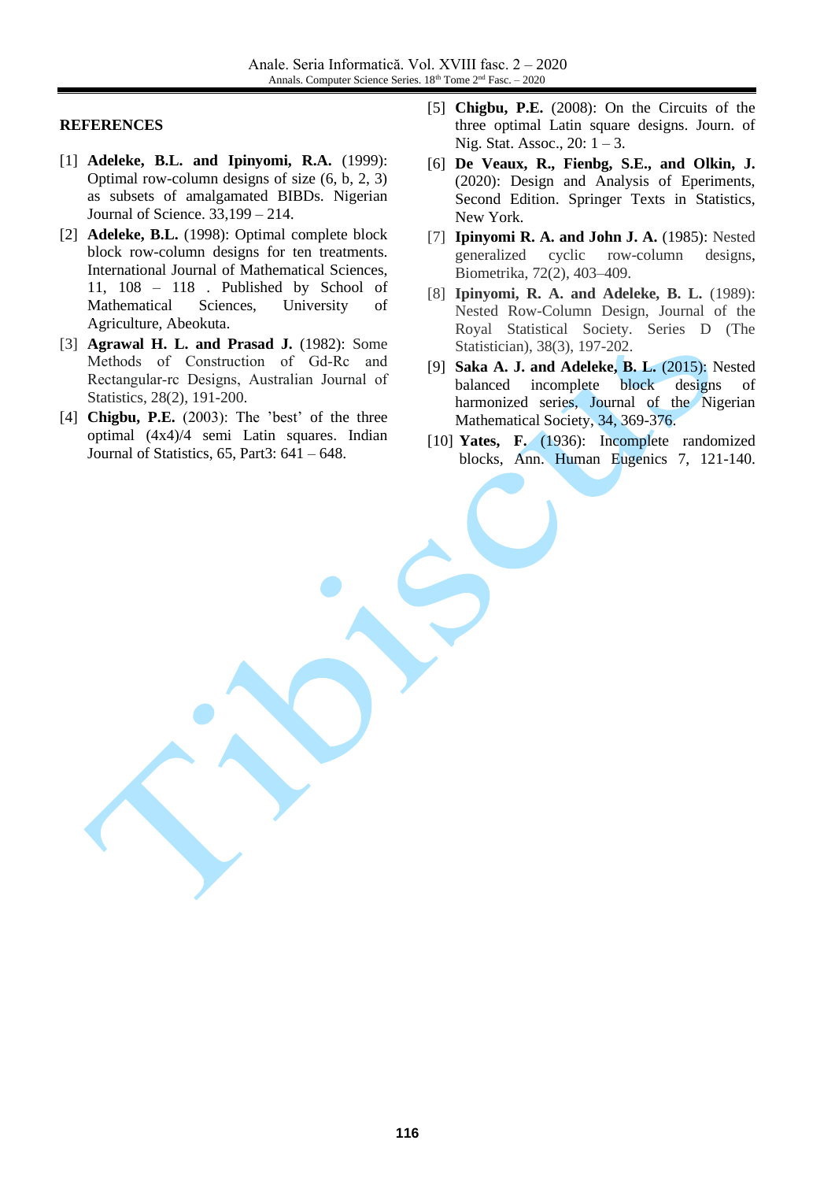## REFERENCES

[1] **Adeleke, B.L. and Ipinyomi, R.A.** (1999): Optimal row-column designs of size (6, b, 2, 3) as subsets of amalgamated BIBDs. Nigerian Journal of Science. 33,199 – 214.

[2] **Adeleke, B.L.** (1998): Optimal complete block block row-column designs for ten treatments. International Journal of Mathematical Sciences, 11, 108 – 118 . Published by School of Mathematical Sciences, University of Agriculture, Abeokuta.

[3] **Agrawal H. L. and Prasad J.** (1982): Some Methods of Construction of Gd-Rc and Rectangular-rc Designs, Australian Journal of Statistics, 28(2), 191-200.

[4] **Chigbu, P.E.** (2003): The 'best' of the three optimal (4x4)/4 semi Latin squares. Indian Journal of Statistics, 65, Part3: 641 – 648.

[5] **Chigbu, P.E.** (2008): On the Circuits of the three optimal Latin square designs. Journ. of Nig. Stat. Assoc., 20: 1 – 3.

[6] **De Veaux, R., Fienbg, S.E., and Olkin, J.** (2020): Design and Analysis of Eperiments, Second Edition. Springer Texts in Statistics, New York.

[7] **Ipinyomi R. A. and John J. A.** (1985): Nested generalized cyclic row-column designs, Biometrika, 72(2), 403–409.

[8] **Ipinyomi, R. A. and Adeleke, B. L.** (1989): Nested Row-Column Design, Journal of the Royal Statistical Society. Series D (The Statistician), 38(3), 197-202.

[9] **Saka A. J. and Adeleke, B. L.** (2015): Nested balanced incomplete block designs of harmonized series, Journal of the Nigerian Mathematical Society, 34, 369-376.

[10] **Yates, F.** (1936): Incomplete randomized blocks, Ann. Human Eugenics 7, 121-140.